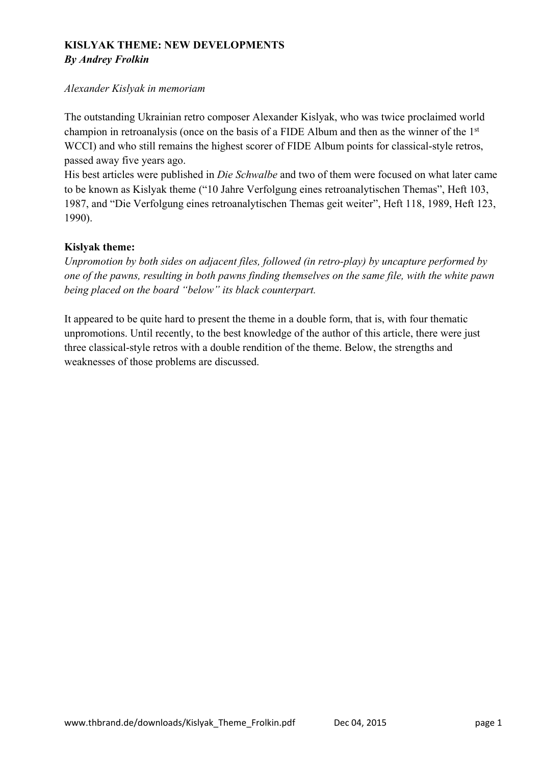**KISLYAK THEME: NEW DEVELOPMENTS**
***By Andrey Frolkin***

*Alexander Kislyak in memoriam*

The outstanding Ukrainian retro composer Alexander Kislyak, who was twice proclaimed world champion in retroanalysis (once on the basis of a FIDE Album and then as the winner of the 1st WCCI) and who still remains the highest scorer of FIDE Album points for classical-style retros, passed away five years ago.
His best articles were published in *Die Schwalbe* and two of them were focused on what later came to be known as Kislyak theme ("10 Jahre Verfolgung eines retroanalytischen Themas", Heft 103, 1987, and "Die Verfolgung eines retroanalytischen Themas geit weiter", Heft 118, 1989, Heft 123, 1990).

**Kislyak theme:**
*Unpromotion by both sides on adjacent files, followed (in retro-play) by uncapture performed by one of the pawns, resulting in both pawns finding themselves on the same file, with the white pawn being placed on the board "below" its black counterpart.*

It appeared to be quite hard to present the theme in a double form, that is, with four thematic unpromotions. Until recently, to the best knowledge of the author of this article, there were just three classical-style retros with a double rendition of the theme. Below, the strengths and weaknesses of those problems are discussed.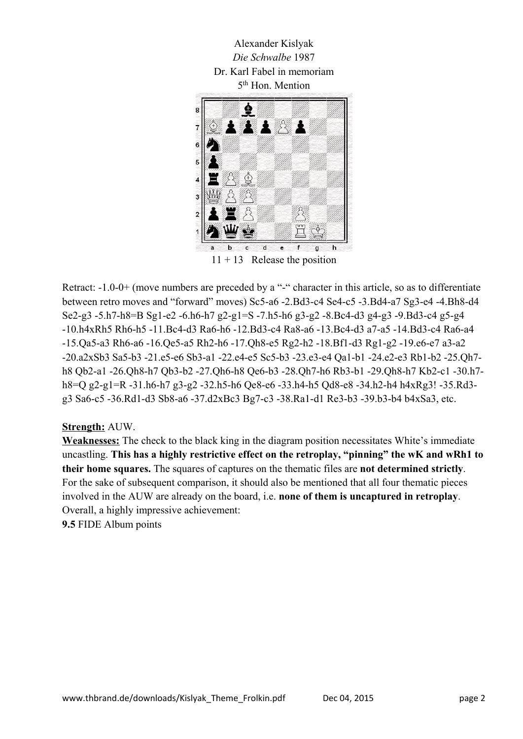Alexander Kislyak
*Die Schwalbe* 1987
Dr. Karl Fabel in memoriam
5th Hon. Mention

11 + 13   Release the position

Retract: -1.0-0+ (move numbers are preceded by a "-" character in this article, so as to differentiate between retro moves and "forward" moves) Sc5-a6 -2.Bd3-c4 Se4-c5 -3.Bd4-a7 Sg3-e4 -4.Bh8-d4 Se2-g3 -5.h7-h8=B Sg1-e2 -6.h6-h7 g2-g1=S -7.h5-h6 g3-g2 -8.Bc4-d3 g4-g3 -9.Bd3-c4 g5-g4 -10.h4xRh5 Rh6-h5 -11.Bc4-d3 Ra6-h6 -12.Bd3-c4 Ra8-a6 -13.Bc4-d3 a7-a5 -14.Bd3-c4 Ra6-a4 -15.Qa5-a3 Rh6-a6 -16.Qe5-a5 Rh2-h6 -17.Qh8-e5 Rg2-h2 -18.Bf1-d3 Rg1-g2 -19.e6-e7 a3-a2 -20.a2xSb3 Sa5-b3 -21.e5-e6 Sb3-a1 -22.e4-e5 Sc5-b3 -23.e3-e4 Qa1-b1 -24.e2-e3 Rb1-b2 -25.Qh7-h8 Qb2-a1 -26.Qh8-h7 Qb3-b2 -27.Qh6-h8 Qe6-b3 -28.Qh7-h6 Rb3-b1 -29.Qh8-h7 Kb2-c1 -30.h7-h8=Q g2-g1=R -31.h6-h7 g3-g2 -32.h5-h6 Qe8-e6 -33.h4-h5 Qd8-e8 -34.h2-h4 h4xRg3! -35.Rd3-g3 Sa6-c5 -36.Rd1-d3 Sb8-a6 -37.d2xBc3 Bg7-c3 -38.Ra1-d1 Re3-b3 -39.b3-b4 b4xSa3, etc.

**Strength:** AUW.

**Weaknesses:** The check to the black king in the diagram position necessitates White's immediate uncastling. **This has a highly restrictive effect on the retroplay, "pinning" the wK and wRh1 to their home squares.** The squares of captures on the thematic files are **not determined strictly**. For the sake of subsequent comparison, it should also be mentioned that all four thematic pieces involved in the AUW are already on the board, i.e. **none of them is uncaptured in retroplay**. Overall, a highly impressive achievement:

**9.5** FIDE Album points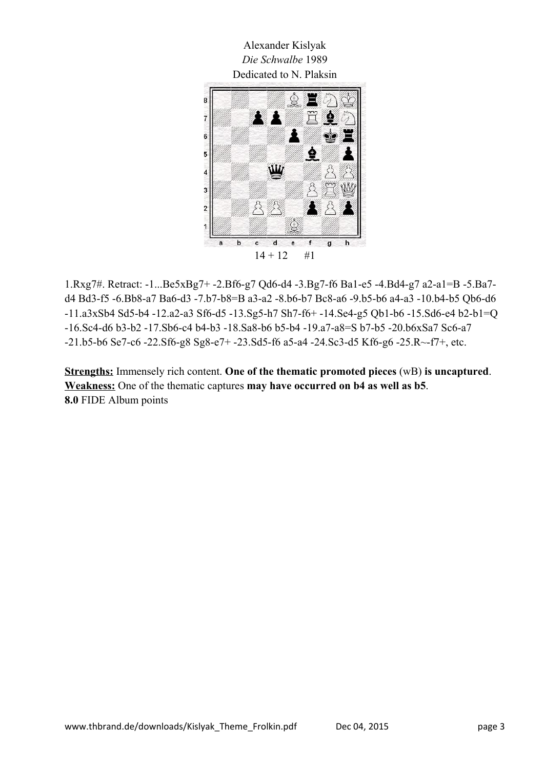Alexander Kislyak
*Die Schwalbe* 1989
Dedicated to N. Plaksin

14 + 12 #1

1.Rxg7#. Retract: -1...Be5xBg7+ -2.Bf6-g7 Qd6-d4 -3.Bg7-f6 Ba1-e5 -4.Bd4-g7 a2-a1=B -5.Ba7-d4 Bd3-f5 -6.Bb8-a7 Ba6-d3 -7.b7-b8=B a3-a2 -8.b6-b7 Bc8-a6 -9.b5-b6 a4-a3 -10.b4-b5 Qb6-d6 -11.a3xSb4 Sd5-b4 -12.a2-a3 Sf6-d5 -13.Sg5-h7 Sh7-f6+ -14.Se4-g5 Qb1-b6 -15.Sd6-e4 b2-b1=Q -16.Sc4-d6 b3-b2 -17.Sb6-c4 b4-b3 -18.Sa8-b6 b5-b4 -19.a7-a8=S b7-b5 -20.b6xSa7 Sc6-a7 -21.b5-b6 Se7-c6 -22.Sf6-g8 Sg8-e7+ -23.Sd5-f6 a5-a4 -24.Sc3-d5 Kf6-g6 -25.R~-f7+, etc.

**Strengths:** Immensely rich content. **One of the thematic promoted pieces** (wB) **is uncaptured**.
**Weakness:** One of the thematic captures **may have occurred on b4 as well as b5**.
**8.0** FIDE Album points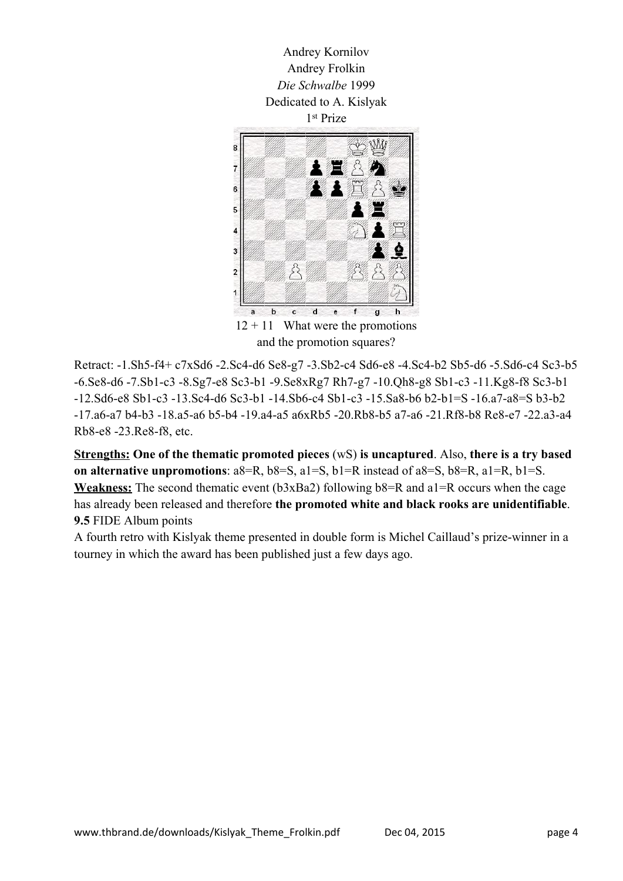Andrey Kornilov
Andrey Frolkin
*Die Schwalbe* 1999
Dedicated to A. Kislyak
1st Prize

12 + 11 What were the promotions and the promotion squares?

Retract: -1.Sh5-f4+ c7xSd6 -2.Sc4-d6 Se8-g7 -3.Sb2-c4 Sd6-e8 -4.Sc4-b2 Sb5-d6 -5.Sd6-c4 Sc3-b5 -6.Se8-d6 -7.Sb1-c3 -8.Sg7-e8 Sc3-b1 -9.Se8xRg7 Rh7-g7 -10.Qh8-g8 Sb1-c3 -11.Kg8-f8 Sc3-b1 -12.Sd6-e8 Sb1-c3 -13.Sc4-d6 Sc3-b1 -14.Sb6-c4 Sb1-c3 -15.Sa8-b6 b2-b1=S -16.a7-a8=S b3-b2 -17.a6-a7 b4-b3 -18.a5-a6 b5-b4 -19.a4-a5 a6xRb5 -20.Rb8-b5 a7-a6 -21.Rf8-b8 Re8-e7 -22.a3-a4 Rb8-e8 -23.Re8-f8, etc.

**<u>Strengths:</u> One of the thematic promoted pieces** (wS) **is uncaptured**. Also, **there is a try based on alternative unpromotions**: a8=R, b8=S, a1=S, b1=R instead of a8=S, b8=R, a1=R, b1=S.
**<u>Weakness:</u>** The second thematic event (b3xBa2) following b8=R and a1=R occurs when the cage has already been released and therefore **the promoted white and black rooks are unidentifiable**.
**9.5** FIDE Album points

A fourth retro with Kislyak theme presented in double form is Michel Caillaud's prize-winner in a tourney in which the award has been published just a few days ago.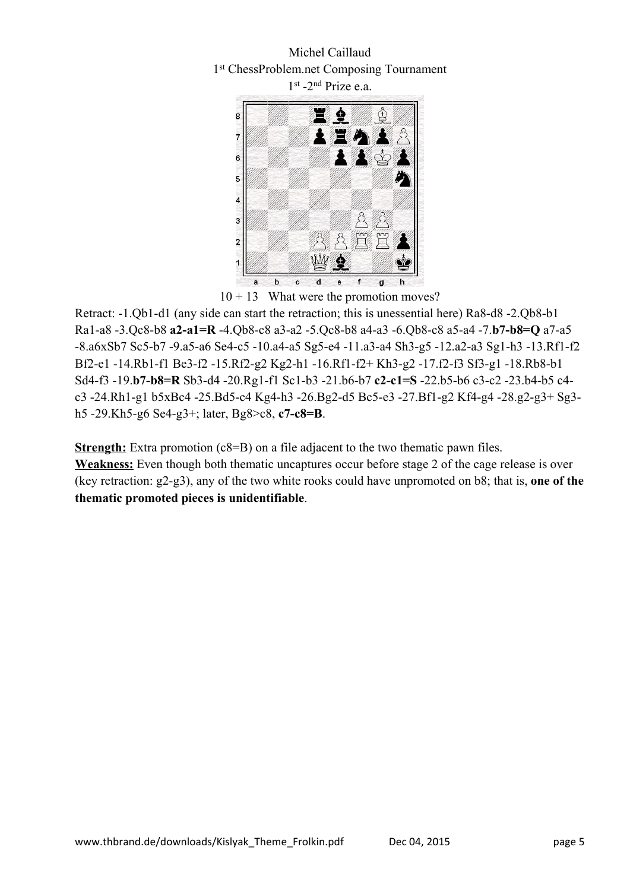Michel Caillaud

1st ChessProblem.net Composing Tournament

1st -2nd Prize e.a.

10 + 13   What were the promotion moves?

Retract: -1.Qb1-d1 (any side can start the retraction; this is unessential here) Ra8-d8 -2.Qb8-b1 Ra1-a8 -3.Qc8-b8 **a2-a1=R** -4.Qb8-c8 a3-a2 -5.Qc8-b8 a4-a3 -6.Qb8-c8 a5-a4 -7.**b7-b8=Q** a7-a5 -8.a6xSb7 Sc5-b7 -9.a5-a6 Se4-c5 -10.a4-a5 Sg5-e4 -11.a3-a4 Sh3-g5 -12.a2-a3 Sg1-h3 -13.Rf1-f2 Bf2-e1 -14.Rb1-f1 Be3-f2 -15.Rf2-g2 Kg2-h1 -16.Rf1-f2+ Kh3-g2 -17.f2-f3 Sf3-g1 -18.Rb8-b1 Sd4-f3 -19.**b7-b8=R** Sb3-d4 -20.Rg1-f1 Sc1-b3 -21.b6-b7 **c2-c1=S** -22.b5-b6 c3-c2 -23.b4-b5 c4-c3 -24.Rh1-g1 b5xBc4 -25.Bd5-c4 Kg4-h3 -26.Bg2-d5 Bc5-e3 -27.Bf1-g2 Kf4-g4 -28.g2-g3+ Sg3-h5 -29.Kh5-g6 Se4-g3+; later, Bg8>c8, **c7-c8=B**.

**Strength:** Extra promotion (c8=B) on a file adjacent to the two thematic pawn files.

**Weakness:** Even though both thematic uncaptures occur before stage 2 of the cage release is over (key retraction: g2-g3), any of the two white rooks could have unpromoted on b8; that is, **one of the thematic promoted pieces is unidentifiable**.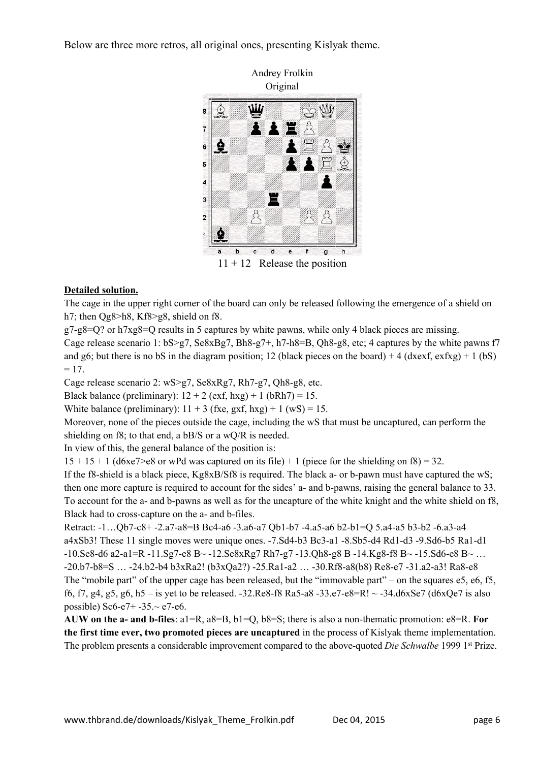Below are three more retros, all original ones, presenting Kislyak theme.

Andrey Frolkin
Original

11 + 12 Release the position

**Detailed solution.**

The cage in the upper right corner of the board can only be released following the emergence of a shield on h7; then Qg8>h8, Kf8>g8, shield on f8.

g7-g8=Q? or h7xg8=Q results in 5 captures by white pawns, while only 4 black pieces are missing.

Cage release scenario 1: bS>g7, Se8xBg7, Bh8-g7+, h7-h8=B, Qh8-g8, etc; 4 captures by the white pawns f7 and g6; but there is no bS in the diagram position; 12 (black pieces on the board) + 4 (dxexf, exfxg) + 1 (bS) = 17.

Cage release scenario 2: wS>g7, Se8xRg7, Rh7-g7, Qh8-g8, etc.

Black balance (preliminary): 12 + 2 (exf, hxg) + 1 (bRh7) = 15.

White balance (preliminary): 11 + 3 (fxe, gxf, hxg) + 1 (wS) = 15.

Moreover, none of the pieces outside the cage, including the wS that must be uncaptured, can perform the shielding on f8; to that end, a bB/S or a wQ/R is needed.

In view of this, the general balance of the position is:

15 + 15 + 1 (d6xe7>e8 or wPd was captured on its file) + 1 (piece for the shielding on f8) = 32.

If the f8-shield is a black piece, Kg8xB/Sf8 is required. The black a- or b-pawn must have captured the wS; then one more capture is required to account for the sides' a- and b-pawns, raising the general balance to 33. To account for the a- and b-pawns as well as for the uncapture of the white knight and the white shield on f8, Black had to cross-capture on the a- and b-files.

Retract: -1…Qb7-c8+ -2.a7-a8=B Bc4-a6 -3.a6-a7 Qb1-b7 -4.a5-a6 b2-b1=Q 5.a4-a5 b3-b2 -6.a3-a4 a4xSb3! These 11 single moves were unique ones. -7.Sd4-b3 Bc3-a1 -8.Sb5-d4 Rd1-d3 -9.Sd6-b5 Ra1-d1 -10.Se8-d6 a2-a1=R -11.Sg7-e8 B~ -12.Se8xRg7 Rh7-g7 -13.Qh8-g8 B -14.Kg8-f8 B~ -15.Sd6-e8 B~ … -20.b7-b8=S … -24.b2-b4 b3xRa2! (b3xQa2?) -25.Ra1-a2 … -30.Rf8-a8(b8) Re8-e7 -31.a2-a3! Ra8-e8

The "mobile part" of the upper cage has been released, but the "immovable part" – on the squares e5, e6, f5, f6, f7, g4, g5, g6, h5 – is yet to be released. -32.Re8-f8 Ra5-a8 -33.e7-e8=R! ~ -34.d6xSe7 (d6xQe7 is also possible) Sc6-e7+ -35.~ e7-e6.

**AUW on the a- and b-files**: a1=R, a8=B, b1=Q, b8=S; there is also a non-thematic promotion: e8=R. **For the first time ever, two promoted pieces are uncaptured** in the process of Kislyak theme implementation. The problem presents a considerable improvement compared to the above-quoted *Die Schwalbe* 1999 1st Prize.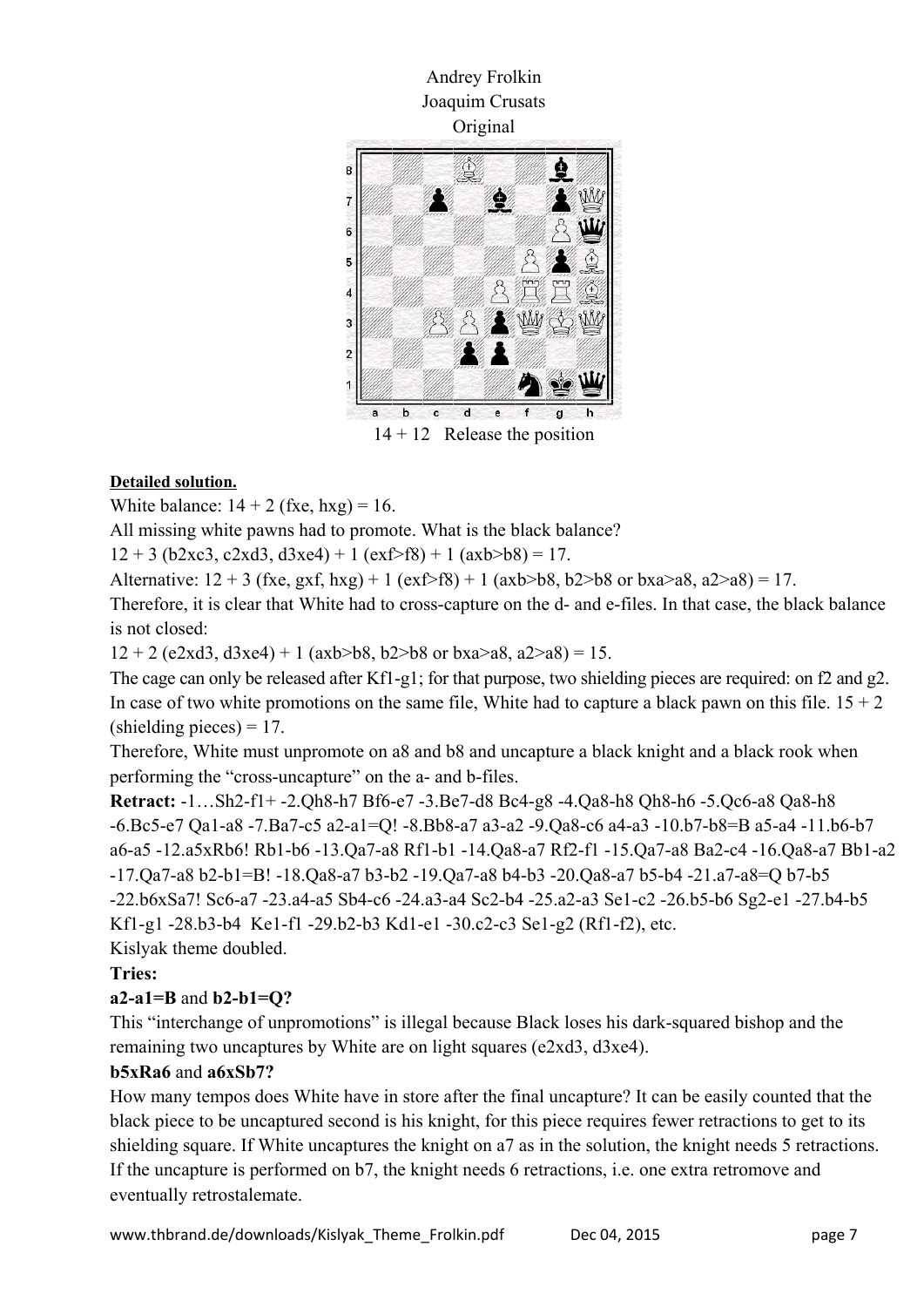Andrey Frolkin
Joaquim Crusats
Original

14 + 12 Release the position

**Detailed solution.**

White balance: 14 + 2 (fxe, hxg) = 16.

All missing white pawns had to promote. What is the black balance?

12 + 3 (b2xc3, c2xd3, d3xe4) + 1 (exf>f8) + 1 (axb>b8) = 17.

Alternative: 12 + 3 (fxe, gxf, hxg) + 1 (exf>f8) + 1 (axb>b8, b2>b8 or bxa>a8, a2>a8) = 17.

Therefore, it is clear that White had to cross-capture on the d- and e-files. In that case, the black balance is not closed:

12 + 2 (e2xd3, d3xe4) + 1 (axb>b8, b2>b8 or bxa>a8, a2>a8) = 15.

The cage can only be released after Kf1-g1; for that purpose, two shielding pieces are required: on f2 and g2. In case of two white promotions on the same file, White had to capture a black pawn on this file. 15 + 2 (shielding pieces) = 17.

Therefore, White must unpromote on a8 and b8 and uncapture a black knight and a black rook when performing the "cross-uncapture" on the a- and b-files.

**Retract:** -1…Sh2-f1+ -2.Qh8-h7 Bf6-e7 -3.Be7-d8 Bc4-g8 -4.Qa8-h8 Qh8-h6 -5.Qc6-a8 Qa8-h8 -6.Bc5-e7 Qa1-a8 -7.Ba7-c5 a2-a1=Q! -8.Bb8-a7 a3-a2 -9.Qa8-c6 a4-a3 -10.b7-b8=B a5-a4 -11.b6-b7 a6-a5 -12.a5xRb6! Rb1-b6 -13.Qa7-a8 Rf1-b1 -14.Qa8-a7 Rf2-f1 -15.Qa7-a8 Ba2-c4 -16.Qa8-a7 Bb1-a2 -17.Qa7-a8 b2-b1=B! -18.Qa8-a7 b3-b2 -19.Qa7-a8 b4-b3 -20.Qa8-a7 b5-b4 -21.a7-a8=Q b7-b5 -22.b6xSa7! Sc6-a7 -23.a4-a5 Sb4-c6 -24.a3-a4 Sc2-b4 -25.a2-a3 Se1-c2 -26.b5-b6 Sg2-e1 -27.b4-b5 Kf1-g1 -28.b3-b4 Ke1-f1 -29.b2-b3 Kd1-e1 -30.c2-c3 Se1-g2 (Rf1-f2), etc.

Kislyak theme doubled.

**Tries:**

**a2-a1=B** and **b2-b1=Q?**

This "interchange of unpromotions" is illegal because Black loses his dark-squared bishop and the remaining two uncaptures by White are on light squares (e2xd3, d3xe4).

**b5xRa6** and **a6xSb7?**

How many tempos does White have in store after the final uncapture? It can be easily counted that the black piece to be uncaptured second is his knight, for this piece requires fewer retractions to get to its shielding square. If White uncaptures the knight on a7 as in the solution, the knight needs 5 retractions. If the uncapture is performed on b7, the knight needs 6 retractions, i.e. one extra retromove and eventually retrostalemate.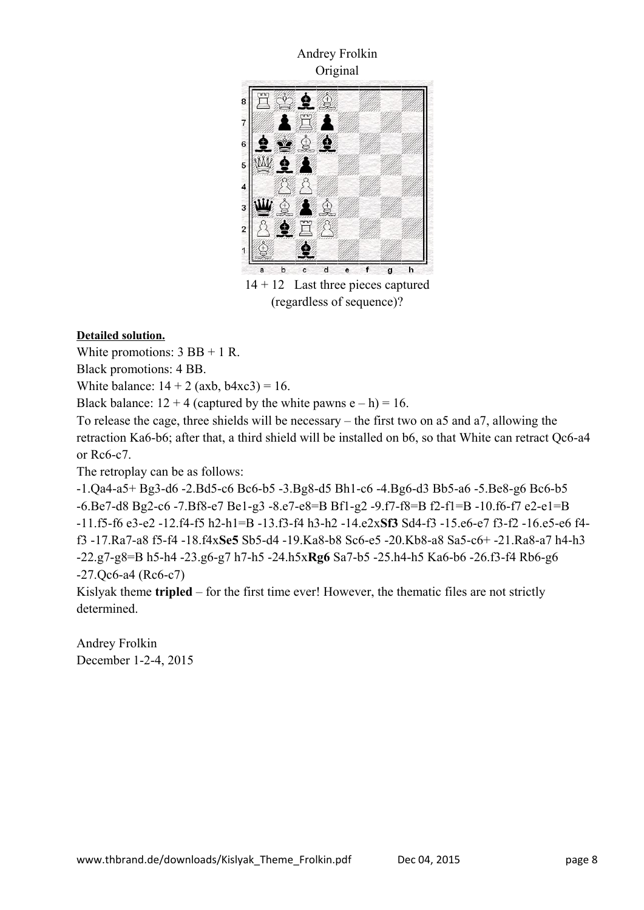Andrey Frolkin
Original

14 + 12 Last three pieces captured
(regardless of sequence)?

**Detailed solution.**

White promotions: 3 BB + 1 R.

Black promotions: 4 BB.

White balance: 14 + 2 (axb, b4xc3) = 16.

Black balance: 12 + 4 (captured by the white pawns e – h) = 16.

To release the cage, three shields will be necessary – the first two on a5 and a7, allowing the retraction Ka6-b6; after that, a third shield will be installed on b6, so that White can retract Qc6-a4 or Rc6-c7.

The retroplay can be as follows:

-1.Qa4-a5+ Bg3-d6 -2.Bd5-c6 Bc6-b5 -3.Bg8-d5 Bh1-c6 -4.Bg6-d3 Bb5-a6 -5.Be8-g6 Bc6-b5 -6.Be7-d8 Bg2-c6 -7.Bf8-e7 Be1-g3 -8.e7-e8=B Bf1-g2 -9.f7-f8=B f2-f1=B -10.f6-f7 e2-e1=B -11.f5-f6 e3-e2 -12.f4-f5 h2-h1=B -13.f3-f4 h3-h2 -14.e2x**Sf3** Sd4-f3 -15.e6-e7 f3-f2 -16.e5-e6 f4-f3 -17.Ra7-a8 f5-f4 -18.f4x**Se5** Sb5-d4 -19.Ka8-b8 Sc6-e5 -20.Kb8-a8 Sa5-c6+ -21.Ra8-a7 h4-h3 -22.g7-g8=B h5-h4 -23.g6-g7 h7-h5 -24.h5x**Rg6** Sa7-b5 -25.h4-h5 Ka6-b6 -26.f3-f4 Rb6-g6 -27.Qc6-a4 (Rc6-c7)

Kislyak theme **tripled** – for the first time ever! However, the thematic files are not strictly determined.

Andrey Frolkin
December 1-2-4, 2015